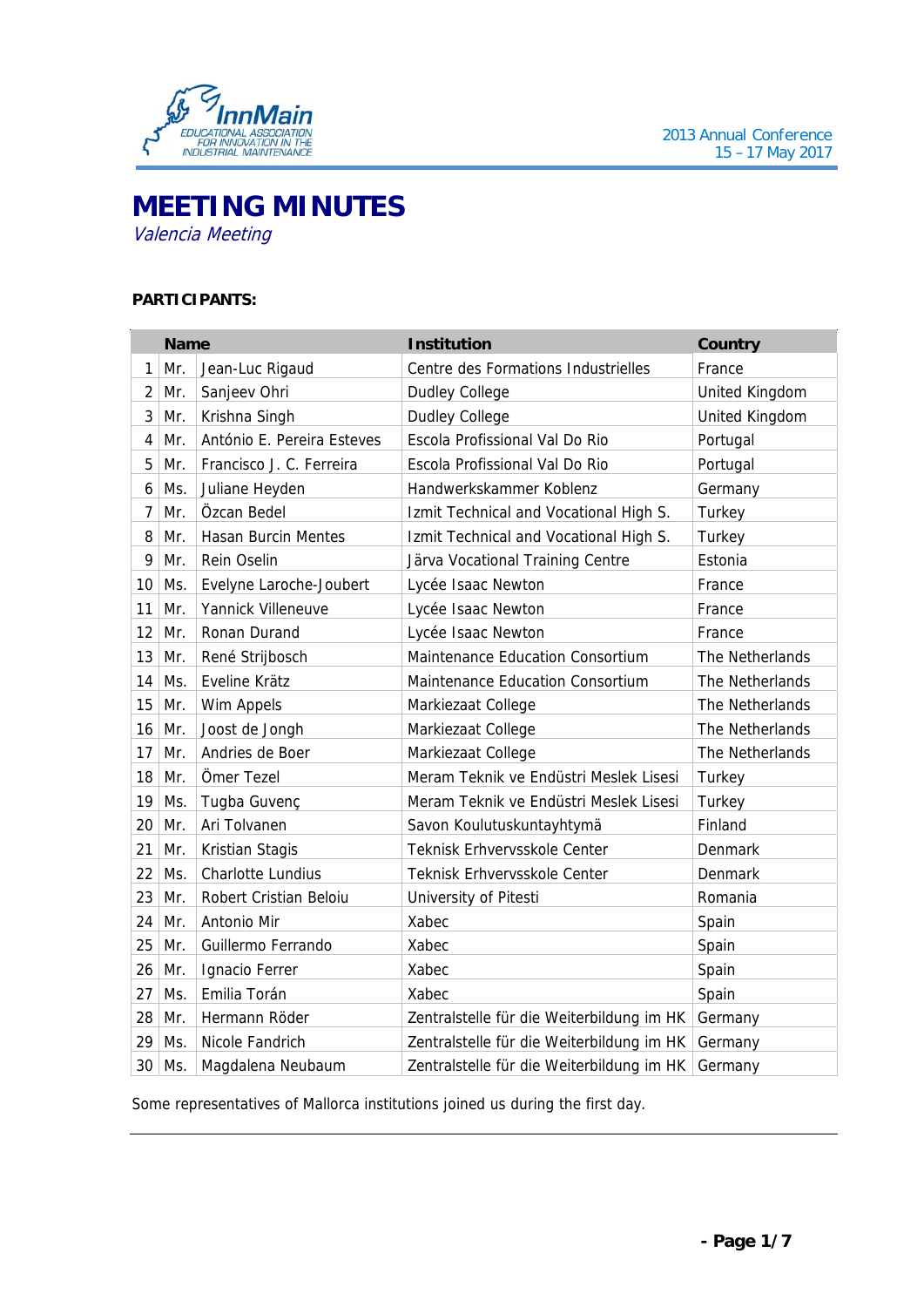# MEETING MINUTES

*Valencia Meeting*

**PARTICIPANTS:**

| | Name | | Institution | Country |
|---|---|---|---|---|
| 1 | Mr. | Jean-Luc Rigaud | Centre des Formations Industrielles | France |
| 2 | Mr. | Sanjeev Ohri | Dudley College | United Kingdom |
| 3 | Mr. | Krishna Singh | Dudley College | United Kingdom |
| 4 | Mr. | António E. Pereira Esteves | Escola Profissional Val Do Rio | Portugal |
| 5 | Mr. | Francisco J. C. Ferreira | Escola Profissional Val Do Rio | Portugal |
| 6 | Ms. | Juliane Heyden | Handwerkskammer Koblenz | Germany |
| 7 | Mr. | Özcan Bedel | Izmit Technical and Vocational High S. | Turkey |
| 8 | Mr. | Hasan Burcin Mentes | Izmit Technical and Vocational High S. | Turkey |
| 9 | Mr. | Rein Oselin | Järva Vocational Training Centre | Estonia |
| 10 | Ms. | Evelyne Laroche-Joubert | Lycée Isaac Newton | France |
| 11 | Mr. | Yannick Villeneuve | Lycée Isaac Newton | France |
| 12 | Mr. | Ronan Durand | Lycée Isaac Newton | France |
| 13 | Mr. | René Strijbosch | Maintenance Education Consortium | The Netherlands |
| 14 | Ms. | Eveline Krätz | Maintenance Education Consortium | The Netherlands |
| 15 | Mr. | Wim Appels | Markiezaat College | The Netherlands |
| 16 | Mr. | Joost de Jongh | Markiezaat College | The Netherlands |
| 17 | Mr. | Andries de Boer | Markiezaat College | The Netherlands |
| 18 | Mr. | Ömer Tezel | Meram Teknik ve Endüstri Meslek Lisesi | Turkey |
| 19 | Ms. | Tugba Guvenç | Meram Teknik ve Endüstri Meslek Lisesi | Turkey |
| 20 | Mr. | Ari Tolvanen | Savon Koulutuskuntayhtymä | Finland |
| 21 | Mr. | Kristian Stagis | Teknisk Erhvervsskole Center | Denmark |
| 22 | Ms. | Charlotte Lundius | Teknisk Erhvervsskole Center | Denmark |
| 23 | Mr. | Robert Cristian Beloiu | University of Pitesti | Romania |
| 24 | Mr. | Antonio Mir | Xabec | Spain |
| 25 | Mr. | Guillermo Ferrando | Xabec | Spain |
| 26 | Mr. | Ignacio Ferrer | Xabec | Spain |
| 27 | Ms. | Emilia Torán | Xabec | Spain |
| 28 | Mr. | Hermann Röder | Zentralstelle für die Weiterbildung im HK | Germany |
| 29 | Ms. | Nicole Fandrich | Zentralstelle für die Weiterbildung im HK | Germany |
| 30 | Ms. | Magdalena Neubaum | Zentralstelle für die Weiterbildung im HK | Germany |

Some representatives of Mallorca institutions joined us during the first day.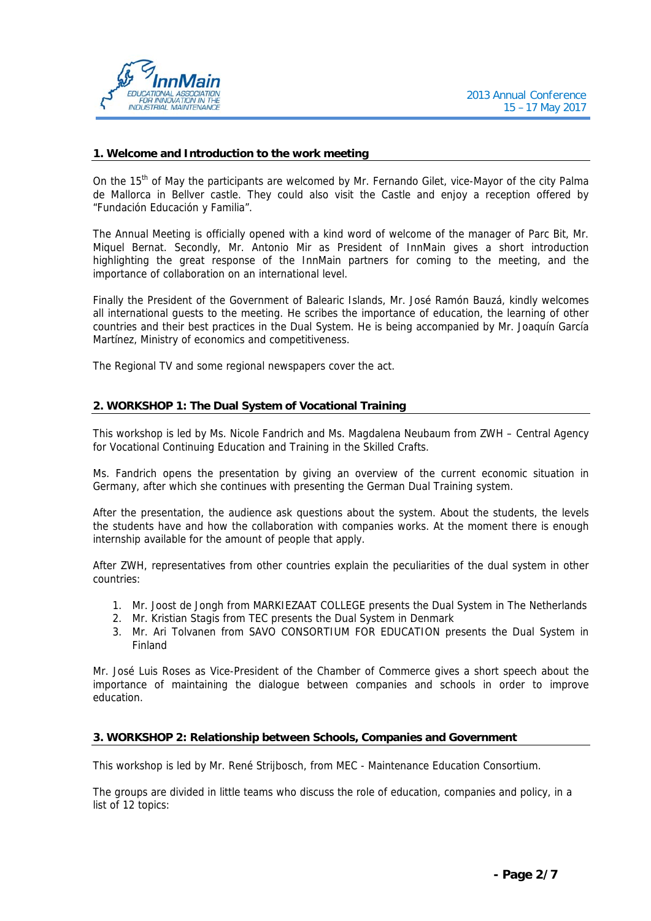## 1. Welcome and Introduction to the work meeting

On the 15th of May the participants are welcomed by Mr. Fernando Gilet, vice-Mayor of the city Palma de Mallorca in Bellver castle. They could also visit the Castle and enjoy a reception offered by "Fundación Educación y Familia".

The Annual Meeting is officially opened with a kind word of welcome of the manager of Parc Bit, Mr. Miquel Bernat. Secondly, Mr. Antonio Mir as President of InnMain gives a short introduction highlighting the great response of the InnMain partners for coming to the meeting, and the importance of collaboration on an international level.

Finally the President of the Government of Balearic Islands, Mr. José Ramón Bauzá, kindly welcomes all international guests to the meeting. He scribes the importance of education, the learning of other countries and their best practices in the Dual System. He is being accompanied by Mr. Joaquín García Martínez, Ministry of economics and competitiveness.

The Regional TV and some regional newspapers cover the act.

## 2. WORKSHOP 1: The Dual System of Vocational Training

This workshop is led by Ms. Nicole Fandrich and Ms. Magdalena Neubaum from ZWH – Central Agency for Vocational Continuing Education and Training in the Skilled Crafts.

Ms. Fandrich opens the presentation by giving an overview of the current economic situation in Germany, after which she continues with presenting the German Dual Training system.

After the presentation, the audience ask questions about the system. About the students, the levels the students have and how the collaboration with companies works. At the moment there is enough internship available for the amount of people that apply.

After ZWH, representatives from other countries explain the peculiarities of the dual system in other countries:

1. Mr. Joost de Jongh from MARKIEZAAT COLLEGE presents the Dual System in The Netherlands
2. Mr. Kristian Stagis from TEC presents the Dual System in Denmark
3. Mr. Ari Tolvanen from SAVO CONSORTIUM FOR EDUCATION presents the Dual System in Finland

Mr. José Luis Roses as Vice-President of the Chamber of Commerce gives a short speech about the importance of maintaining the dialogue between companies and schools in order to improve education.

## 3. WORKSHOP 2: Relationship between Schools, Companies and Government

This workshop is led by Mr. René Strijbosch, from MEC - Maintenance Education Consortium.

The groups are divided in little teams who discuss the role of education, companies and policy, in a list of 12 topics: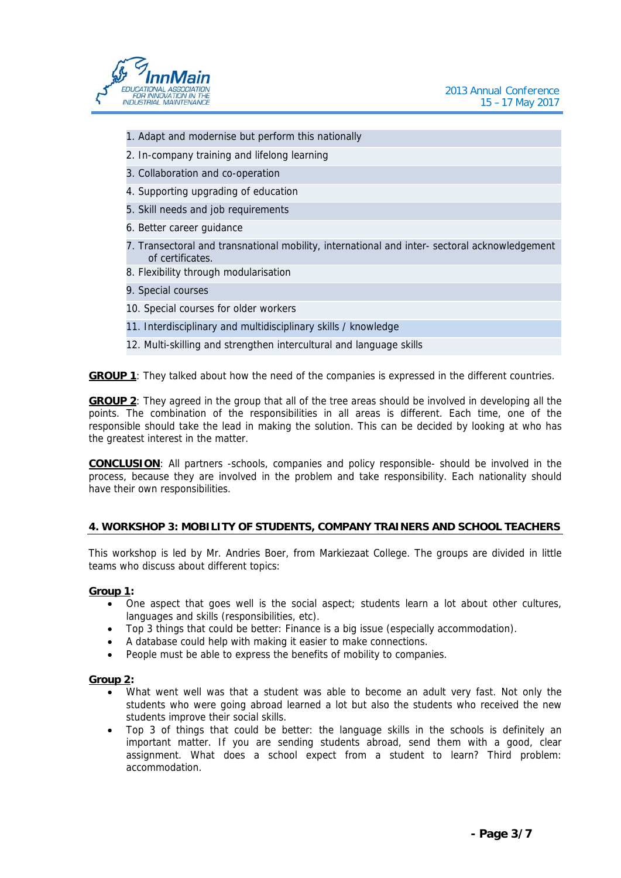1. Adapt and modernise but perform this nationally
2. In-company training and lifelong learning
3. Collaboration and co-operation
4. Supporting upgrading of education
5. Skill needs and job requirements
6. Better career guidance
7. Transectoral and transnational mobility, international and inter- sectoral acknowledgement of certificates.
8. Flexibility through modularisation
9. Special courses
10. Special courses for older workers
11. Interdisciplinary and multidisciplinary skills / knowledge
12. Multi-skilling and strengthen intercultural and language skills

**GROUP 1**: They talked about how the need of the companies is expressed in the different countries.

**GROUP 2**: They agreed in the group that all of the tree areas should be involved in developing all the points. The combination of the responsibilities in all areas is different. Each time, one of the responsible should take the lead in making the solution. This can be decided by looking at who has the greatest interest in the matter.

**CONCLUSION**: All partners -schools, companies and policy responsible- should be involved in the process, because they are involved in the problem and take responsibility. Each nationality should have their own responsibilities.

## 4. WORKSHOP 3: MOBILITY OF STUDENTS, COMPANY TRAINERS AND SCHOOL TEACHERS

This workshop is led by Mr. Andries Boer, from Markiezaat College. The groups are divided in little teams who discuss about different topics:

**Group 1:**

- One aspect that goes well is the social aspect; students learn a lot about other cultures, languages and skills (responsibilities, etc).
- Top 3 things that could be better: Finance is a big issue (especially accommodation).
- A database could help with making it easier to make connections.
- People must be able to express the benefits of mobility to companies.

**Group 2:**

- What went well was that a student was able to become an adult very fast. Not only the students who were going abroad learned a lot but also the students who received the new students improve their social skills.
- Top 3 of things that could be better: the language skills in the schools is definitely an important matter. If you are sending students abroad, send them with a good, clear assignment. What does a school expect from a student to learn? Third problem: accommodation.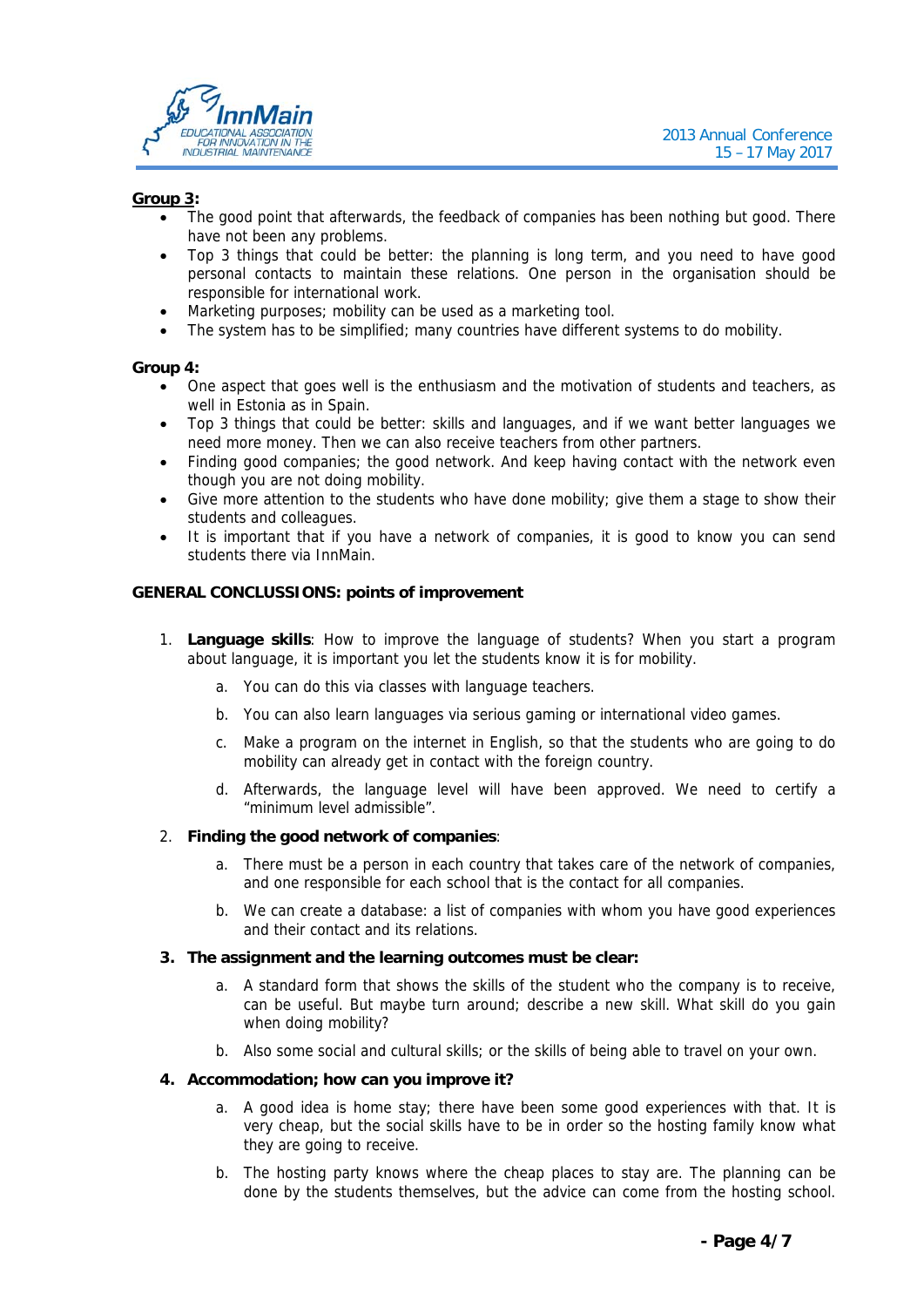**Group 3:**

- The good point that afterwards, the feedback of companies has been nothing but good. There have not been any problems.
- Top 3 things that could be better: the planning is long term, and you need to have good personal contacts to maintain these relations. One person in the organisation should be responsible for international work.
- Marketing purposes; mobility can be used as a marketing tool.
- The system has to be simplified; many countries have different systems to do mobility.

**Group 4:**

- One aspect that goes well is the enthusiasm and the motivation of students and teachers, as well in Estonia as in Spain.
- Top 3 things that could be better: skills and languages, and if we want better languages we need more money. Then we can also receive teachers from other partners.
- Finding good companies; the good network. And keep having contact with the network even though you are not doing mobility.
- Give more attention to the students who have done mobility; give them a stage to show their students and colleagues.
- It is important that if you have a network of companies, it is good to know you can send students there via InnMain.

**GENERAL CONCLUSSIONS: points of improvement**

1. **Language skills**: How to improve the language of students? When you start a program about language, it is important you let the students know it is for mobility.
   a. You can do this via classes with language teachers.
   b. You can also learn languages via serious gaming or international video games.
   c. Make a program on the internet in English, so that the students who are going to do mobility can already get in contact with the foreign country.
   d. Afterwards, the language level will have been approved. We need to certify a "minimum level admissible".
2. **Finding the good network of companies**:
   a. There must be a person in each country that takes care of the network of companies, and one responsible for each school that is the contact for all companies.
   b. We can create a database: a list of companies with whom you have good experiences and their contact and its relations.
3. **The assignment and the learning outcomes must be clear:**
   a. A standard form that shows the skills of the student who the company is to receive, can be useful. But maybe turn around; describe a new skill. What skill do you gain when doing mobility?
   b. Also some social and cultural skills; or the skills of being able to travel on your own.
4. **Accommodation; how can you improve it?**
   a. A good idea is home stay; there have been some good experiences with that. It is very cheap, but the social skills have to be in order so the hosting family know what they are going to receive.
   b. The hosting party knows where the cheap places to stay are. The planning can be done by the students themselves, but the advice can come from the hosting school.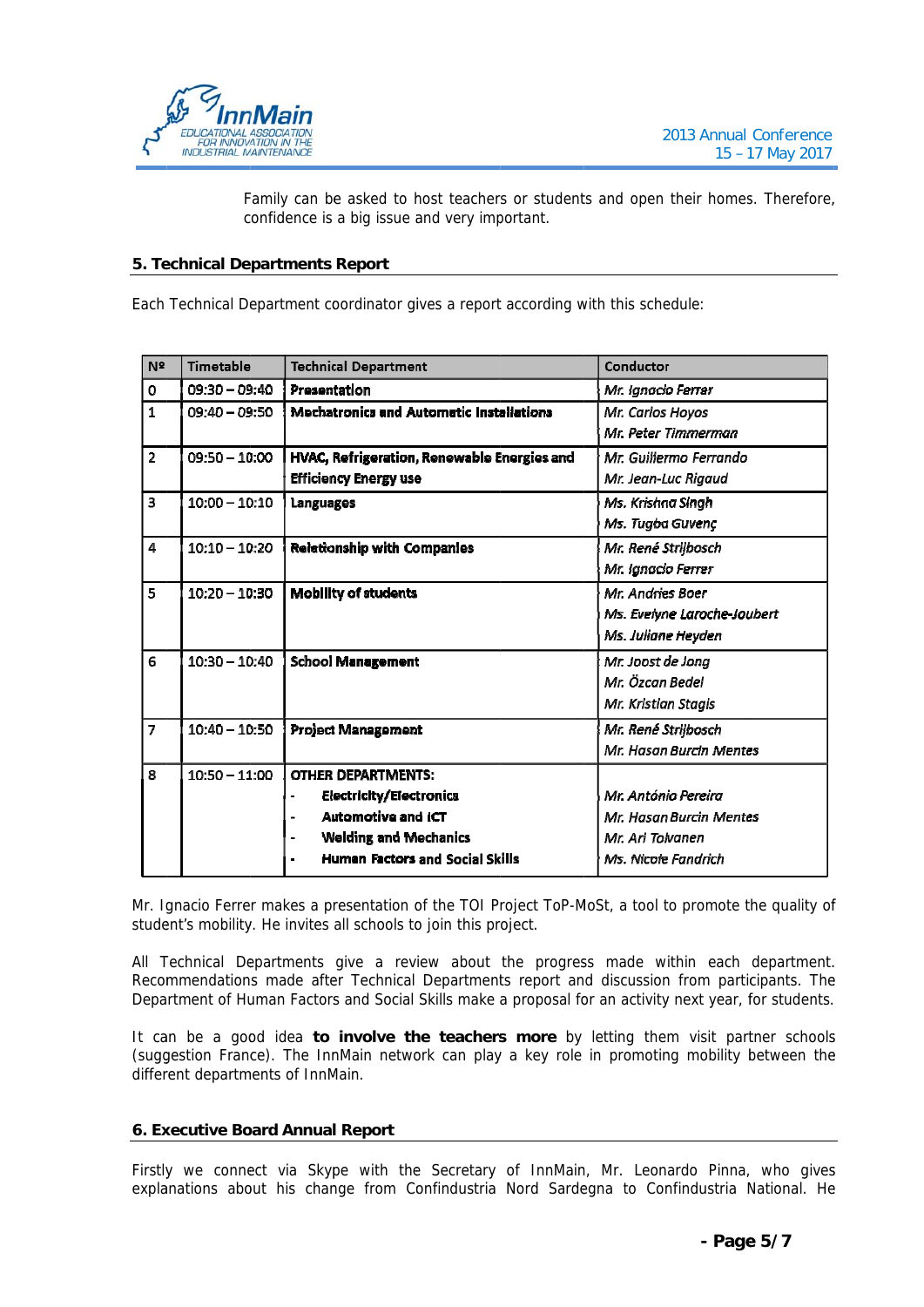Family can be asked to host teachers or students and open their homes. Therefore, confidence is a big issue and very important.

## 5. Technical Departments Report

Each Technical Department coordinator gives a report according with this schedule:

| Nº | Timetable | Technical Department | Conductor |
|---|---|---|---|
| 0 | 09:30 – 09:40 | **Presentation** | *Mr. Ignacio Ferrer* |
| 1 | 09:40 – 09:50 | **Mechatronics and Automatic Installations** | *Mr. Carlos Hoyos*<br>*Mr. Peter Timmerman* |
| 2 | 09:50 – 10:00 | **HVAC, Refrigeration, Renewable Energies and Efficiency Energy use** | *Mr. Guillermo Ferrando*<br>*Mr. Jean-Luc Rigaud* |
| 3 | 10:00 – 10:10 | **Languages** | *Ms. Krishna Singh*<br>*Ms. Tugba Guvenç* |
| 4 | 10:10 – 10:20 | **Relationship with Companies** | *Mr. René Strijbosch*<br>*Mr. Ignacio Ferrer* |
| 5 | 10:20 – 10:30 | **Mobility of students** | *Mr. Andries Boer*<br>*Ms. Evelyne Laroche-Joubert*<br>*Ms. Juliane Heyden* |
| 6 | 10:30 – 10:40 | **School Management** | *Mr. Joost de Jong*<br>*Mr. Özcan Bedel*<br>*Mr. Kristian Stagis* |
| 7 | 10:40 – 10:50 | **Project Management** | *Mr. René Strijbosch*<br>*Mr. Hasan Burcin Mentes* |
| 8 | 10:50 – 11:00 | OTHER DEPARTMENTS:<br>- **Electricity/Electronics**<br>- **Automotive and ICT**<br>- **Welding and Mechanics**<br>- **Human Factors and Social Skills** | <br>*Mr. António Pereira*<br>*Mr. Hasan Burcin Mentes*<br>*Mr. Ari Tolvanen*<br>*Ms. Nicole Fandrich* |

Mr. Ignacio Ferrer makes a presentation of the TOI Project ToP-MoSt, a tool to promote the quality of student's mobility. He invites all schools to join this project.

All Technical Departments give a review about the progress made within each department. Recommendations made after Technical Departments report and discussion from participants. The Department of Human Factors and Social Skills make a proposal for an activity next year, for students.

It can be a good idea **to involve the teachers more** by letting them visit partner schools (suggestion France). The InnMain network can play a key role in promoting mobility between the different departments of InnMain.

## 6. Executive Board Annual Report

Firstly we connect via Skype with the Secretary of InnMain, Mr. Leonardo Pinna, who gives explanations about his change from Confindustria Nord Sardegna to Confindustria National. He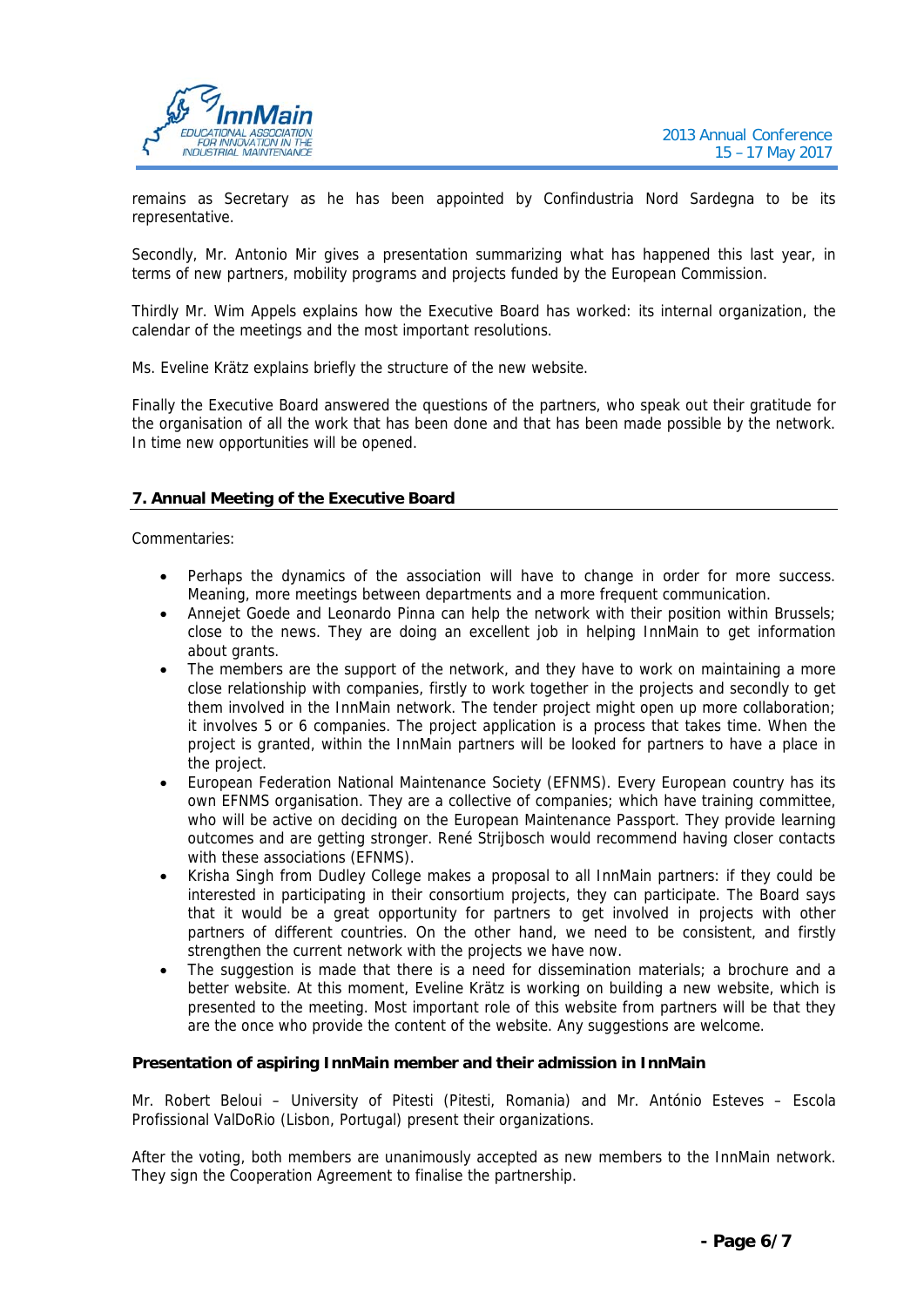remains as Secretary as he has been appointed by Confindustria Nord Sardegna to be its representative.

Secondly, Mr. Antonio Mir gives a presentation summarizing what has happened this last year, in terms of new partners, mobility programs and projects funded by the European Commission.

Thirdly Mr. Wim Appels explains how the Executive Board has worked: its internal organization, the calendar of the meetings and the most important resolutions.

Ms. Eveline Krätz explains briefly the structure of the new website.

Finally the Executive Board answered the questions of the partners, who speak out their gratitude for the organisation of all the work that has been done and that has been made possible by the network. In time new opportunities will be opened.

## 7. Annual Meeting of the Executive Board

Commentaries:

- Perhaps the dynamics of the association will have to change in order for more success. Meaning, more meetings between departments and a more frequent communication.
- Annejet Goede and Leonardo Pinna can help the network with their position within Brussels; close to the news. They are doing an excellent job in helping InnMain to get information about grants.
- The members are the support of the network, and they have to work on maintaining a more close relationship with companies, firstly to work together in the projects and secondly to get them involved in the InnMain network. The tender project might open up more collaboration; it involves 5 or 6 companies. The project application is a process that takes time. When the project is granted, within the InnMain partners will be looked for partners to have a place in the project.
- European Federation National Maintenance Society (EFNMS). Every European country has its own EFNMS organisation. They are a collective of companies; which have training committee, who will be active on deciding on the European Maintenance Passport. They provide learning outcomes and are getting stronger. René Strijbosch would recommend having closer contacts with these associations (EFNMS).
- Krisha Singh from Dudley College makes a proposal to all InnMain partners: if they could be interested in participating in their consortium projects, they can participate. The Board says that it would be a great opportunity for partners to get involved in projects with other partners of different countries. On the other hand, we need to be consistent, and firstly strengthen the current network with the projects we have now.
- The suggestion is made that there is a need for dissemination materials; a brochure and a better website. At this moment, Eveline Krätz is working on building a new website, which is presented to the meeting. Most important role of this website from partners will be that they are the once who provide the content of the website. Any suggestions are welcome.

**Presentation of aspiring InnMain member and their admission in InnMain**

Mr. Robert Beloui – University of Pitesti (Pitesti, Romania) and Mr. António Esteves – Escola Profissional ValDoRio (Lisbon, Portugal) present their organizations.

After the voting, both members are unanimously accepted as new members to the InnMain network. They sign the Cooperation Agreement to finalise the partnership.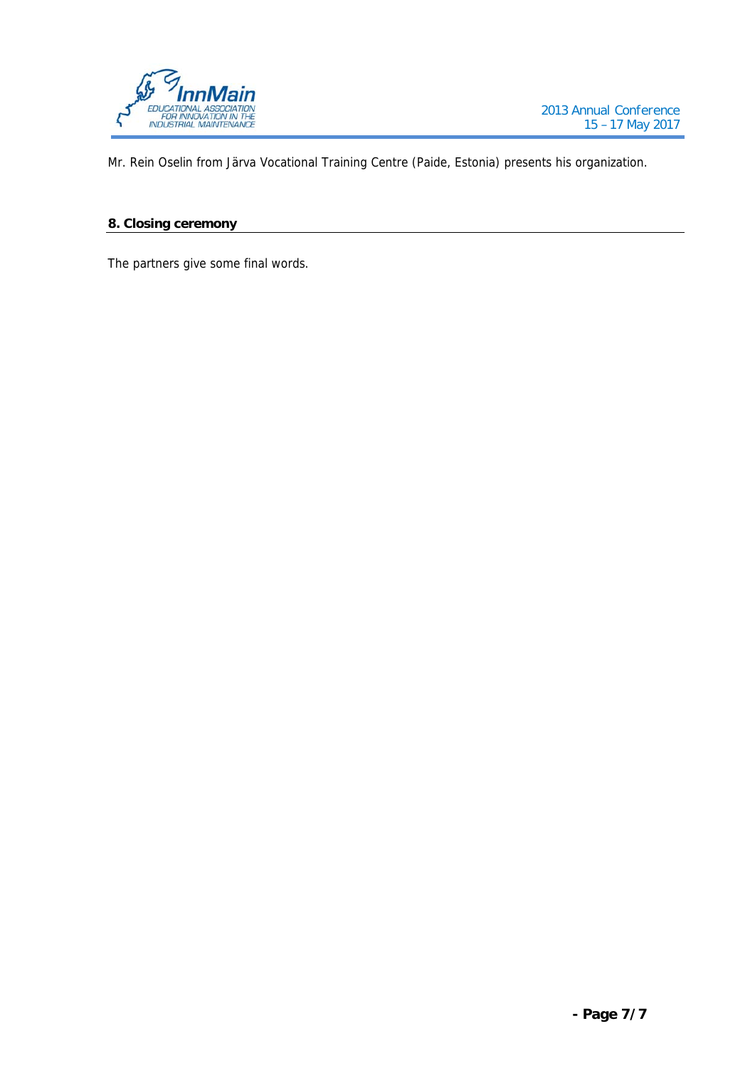Mr. Rein Oselin from Järva Vocational Training Centre (Paide, Estonia) presents his organization.

## 8. Closing ceremony

The partners give some final words.